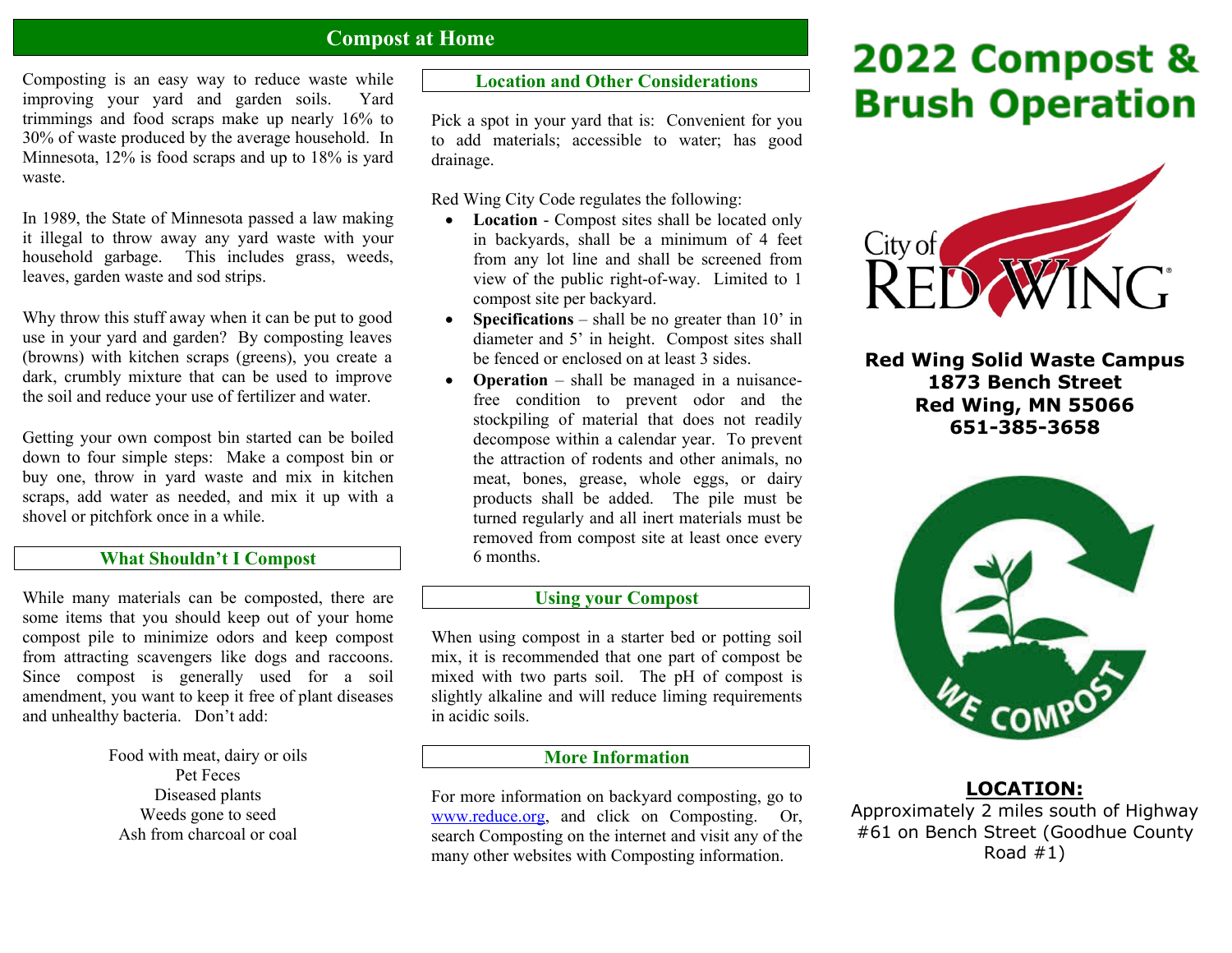## Compost at Home

Composting is an easy way to reduce waste while improving your yard and garden soils. Yard trimmings and food scraps make up nearly 16% to 30% of waste produced by the average household. In Minnesota, 12% is food scraps and up to 18% is yard waste.

In 1989, the State of Minnesota passed a law making it illegal to throw away any yard waste with your household garbage. This includes grass, weeds, leaves, garden waste and sod strips.

Why throw this stuff away when it can be put to good use in your yard and garden? By composting leaves (browns) with kitchen scraps (greens), you create a dark, crumbly mixture that can be used to improve the soil and reduce your use of fertilizer and water.

Getting your own compost bin started can be boiled down to four simple steps: Make a compost bin or buy one, throw in yard waste and mix in kitchen scraps, add water as needed, and mix it up with a shovel or pitchfork once in a while.

### What Shouldn't I Compost

While many materials can be composted, there are some items that you should keep out of your home compost pile to minimize odors and keep compost from attracting scavengers like dogs and raccoons. Since compost is generally used for a soil amendment, you want to keep it free of plant diseases and unhealthy bacteria. Don't add:

Food with meat, dairy or oils
Pet Feces
Diseased plants
Weeds gone to seed
Ash from charcoal or coal

### Location and Other Considerations

Pick a spot in your yard that is: Convenient for you to add materials; accessible to water; has good drainage.

Red Wing City Code regulates the following:

- **Location** - Compost sites shall be located only in backyards, shall be a minimum of 4 feet from any lot line and shall be screened from view of the public right-of-way. Limited to 1 compost site per backyard.
- **Specifications** – shall be no greater than 10' in diameter and 5' in height. Compost sites shall be fenced or enclosed on at least 3 sides.
- **Operation** – shall be managed in a nuisance-free condition to prevent odor and the stockpiling of material that does not readily decompose within a calendar year. To prevent the attraction of rodents and other animals, no meat, bones, grease, whole eggs, or dairy products shall be added. The pile must be turned regularly and all inert materials must be removed from compost site at least once every 6 months.

### Using your Compost

When using compost in a starter bed or potting soil mix, it is recommended that one part of compost be mixed with two parts soil. The pH of compost is slightly alkaline and will reduce liming requirements in acidic soils.

### More Information

For more information on backyard composting, go to www.reduce.org, and click on Composting. Or, search Composting on the internet and visit any of the many other websites with Composting information.

# 2022 Compost & Brush Operation

City of RED WING

**Red Wing Solid Waste Campus**
**1873 Bench Street**
**Red Wing, MN 55066**
**651-385-3658**

WE COMPOST

**LOCATION:**
Approximately 2 miles south of Highway #61 on Bench Street (Goodhue County Road #1)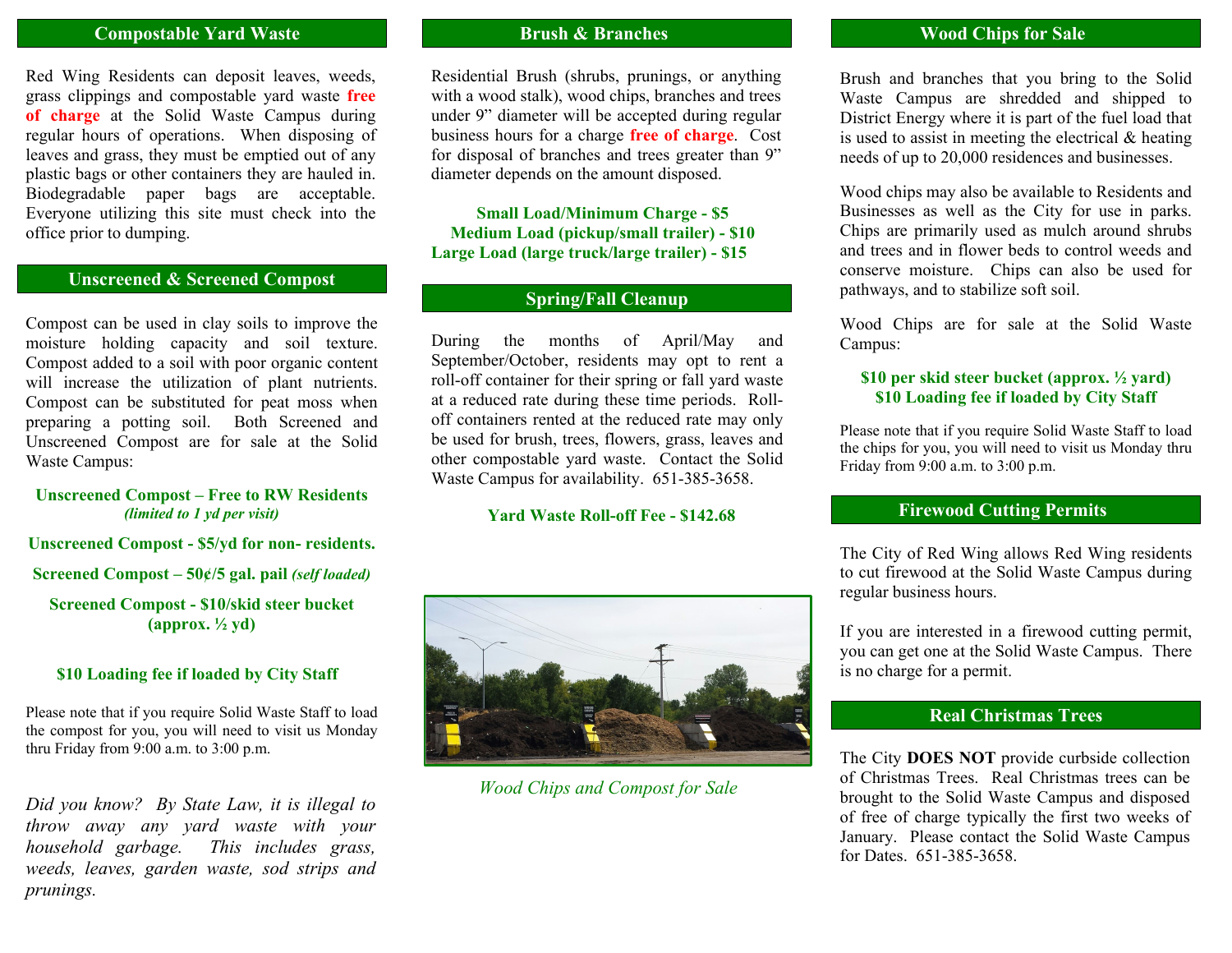## Compostable Yard Waste

Red Wing Residents can deposit leaves, weeds, grass clippings and compostable yard waste **free of charge** at the Solid Waste Campus during regular hours of operations. When disposing of leaves and grass, they must be emptied out of any plastic bags or other containers they are hauled in. Biodegradable paper bags are acceptable. Everyone utilizing this site must check into the office prior to dumping.

## Unscreened & Screened Compost

Compost can be used in clay soils to improve the moisture holding capacity and soil texture. Compost added to a soil with poor organic content will increase the utilization of plant nutrients. Compost can be substituted for peat moss when preparing a potting soil. Both Screened and Unscreened Compost are for sale at the Solid Waste Campus:

**Unscreened Compost – Free to RW Residents**
***(limited to 1 yd per visit)***

**Unscreened Compost - $5/yd for non- residents.**

**Screened Compost – 50¢/5 gal. pail *(self loaded)***

**Screened Compost - $10/skid steer bucket (approx. ½ yd)**

**$10 Loading fee if loaded by City Staff**

Please note that if you require Solid Waste Staff to load the compost for you, you will need to visit us Monday thru Friday from 9:00 a.m. to 3:00 p.m.

*Did you know? By State Law, it is illegal to throw away any yard waste with your household garbage. This includes grass, weeds, leaves, garden waste, sod strips and prunings.*

## Brush & Branches

Residential Brush (shrubs, prunings, or anything with a wood stalk), wood chips, branches and trees under 9" diameter will be accepted during regular business hours for a charge **free of charge**. Cost for disposal of branches and trees greater than 9" diameter depends on the amount disposed.

**Small Load/Minimum Charge - $5**
**Medium Load (pickup/small trailer) - $10**
**Large Load (large truck/large trailer) - $15**

## Spring/Fall Cleanup

During the months of April/May and September/October, residents may opt to rent a roll-off container for their spring or fall yard waste at a reduced rate during these time periods. Roll-off containers rented at the reduced rate may only be used for brush, trees, flowers, grass, leaves and other compostable yard waste. Contact the Solid Waste Campus for availability. 651-385-3658.

**Yard Waste Roll-off Fee - $142.68**

*Wood Chips and Compost for Sale*

## Wood Chips for Sale

Brush and branches that you bring to the Solid Waste Campus are shredded and shipped to District Energy where it is part of the fuel load that is used to assist in meeting the electrical & heating needs of up to 20,000 residences and businesses.

Wood chips may also be available to Residents and Businesses as well as the City for use in parks. Chips are primarily used as mulch around shrubs and trees and in flower beds to control weeds and conserve moisture. Chips can also be used for pathways, and to stabilize soft soil.

Wood Chips are for sale at the Solid Waste Campus:

**$10 per skid steer bucket (approx. ½ yard)**
**$10 Loading fee if loaded by City Staff**

Please note that if you require Solid Waste Staff to load the chips for you, you will need to visit us Monday thru Friday from 9:00 a.m. to 3:00 p.m.

## Firewood Cutting Permits

The City of Red Wing allows Red Wing residents to cut firewood at the Solid Waste Campus during regular business hours.

If you are interested in a firewood cutting permit, you can get one at the Solid Waste Campus. There is no charge for a permit.

## Real Christmas Trees

The City **DOES NOT** provide curbside collection of Christmas Trees. Real Christmas trees can be brought to the Solid Waste Campus and disposed of free of charge typically the first two weeks of January. Please contact the Solid Waste Campus for Dates. 651-385-3658.